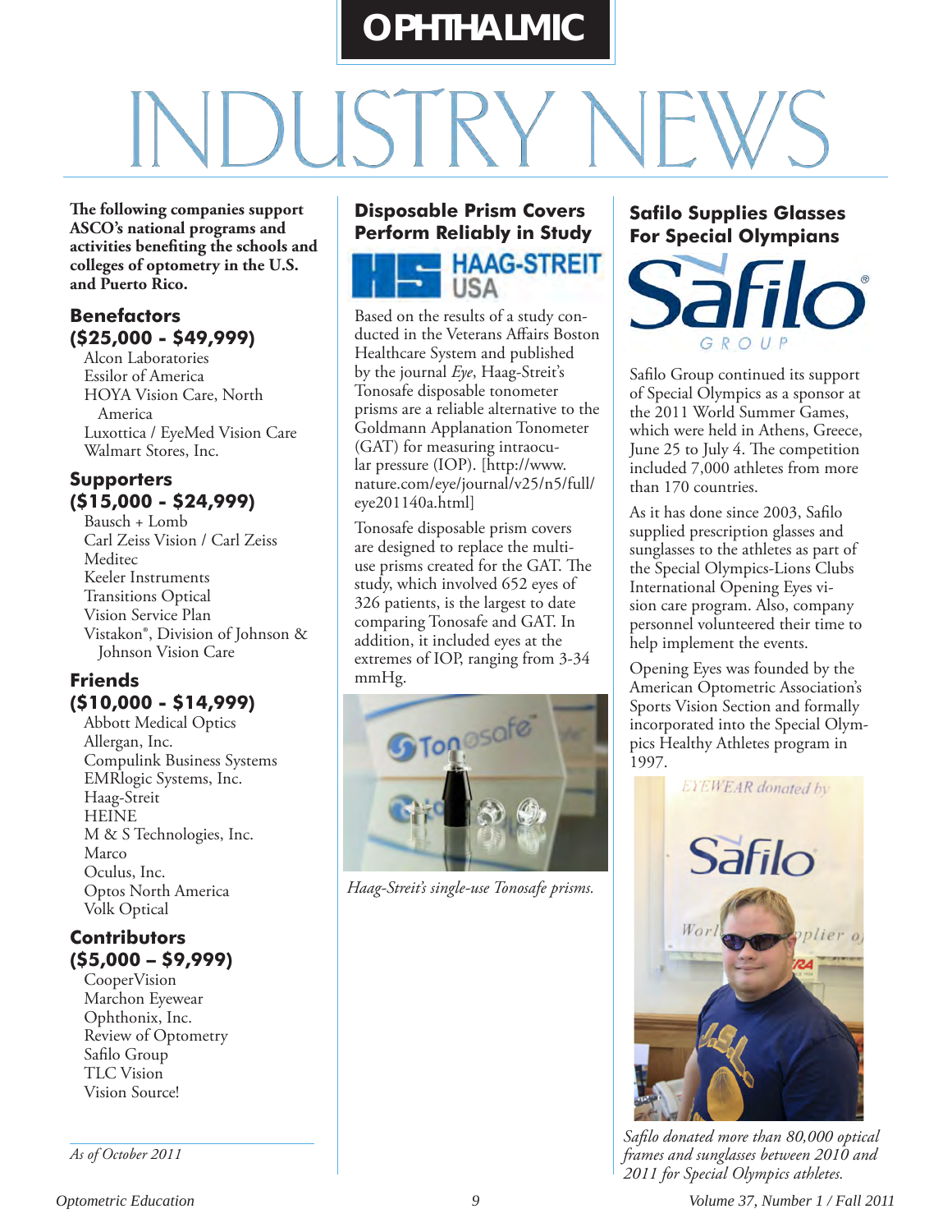# OPHTHALMIC INDUSTRY NEWS

**The following companies support ASCO's national programs and activities benefiting the schools and colleges of optometry in the U.S. and Puerto Rico.**

### Benefactors ($25,000 - $49,999)

Alcon Laboratories
Essilor of America
HOYA Vision Care, North America
Luxottica / EyeMed Vision Care
Walmart Stores, Inc.

### Supporters ($15,000 - $24,999)

Bausch + Lomb
Carl Zeiss Vision / Carl Zeiss Meditec
Keeler Instruments
Transitions Optical
Vision Service Plan
Vistakon®, Division of Johnson & Johnson Vision Care

### Friends ($10,000 - $14,999)

Abbott Medical Optics
Allergan, Inc.
Compulink Business Systems
EMRlogic Systems, Inc.
Haag-Streit
HEINE
M & S Technologies, Inc.
Marco
Oculus, Inc.
Optos North America
Volk Optical

### Contributors ($5,000 – $9,999)

CooperVision
Marchon Eyewear
Ophthonix, Inc.
Review of Optometry
Safilo Group
TLC Vision
Vision Source!

*As of October 2011*

## Disposable Prism Covers Perform Reliably in Study

Based on the results of a study conducted in the Veterans Affairs Boston Healthcare System and published by the journal *Eye*, Haag-Streit's Tonosafe disposable tonometer prisms are a reliable alternative to the Goldmann Applanation Tonometer (GAT) for measuring intraocular pressure (IOP). [http://www.nature.com/eye/journal/v25/n5/full/eye201140a.html]

Tonosafe disposable prism covers are designed to replace the multi-use prisms created for the GAT. The study, which involved 652 eyes of 326 patients, is the largest to date comparing Tonosafe and GAT. In addition, it included eyes at the extremes of IOP, ranging from 3-34 mmHg.

*Haag-Streit's single-use Tonosafe prisms.*

## Safilo Supplies Glasses For Special Olympians

Safilo Group continued its support of Special Olympics as a sponsor at the 2011 World Summer Games, which were held in Athens, Greece, June 25 to July 4. The competition included 7,000 athletes from more than 170 countries.

As it has done since 2003, Safilo supplied prescription glasses and sunglasses to the athletes as part of the Special Olympics-Lions Clubs International Opening Eyes vision care program. Also, company personnel volunteered their time to help implement the events.

Opening Eyes was founded by the American Optometric Association's Sports Vision Section and formally incorporated into the Special Olympics Healthy Athletes program in 1997.

*Safilo donated more than 80,000 optical frames and sunglasses between 2010 and 2011 for Special Olympics athletes.*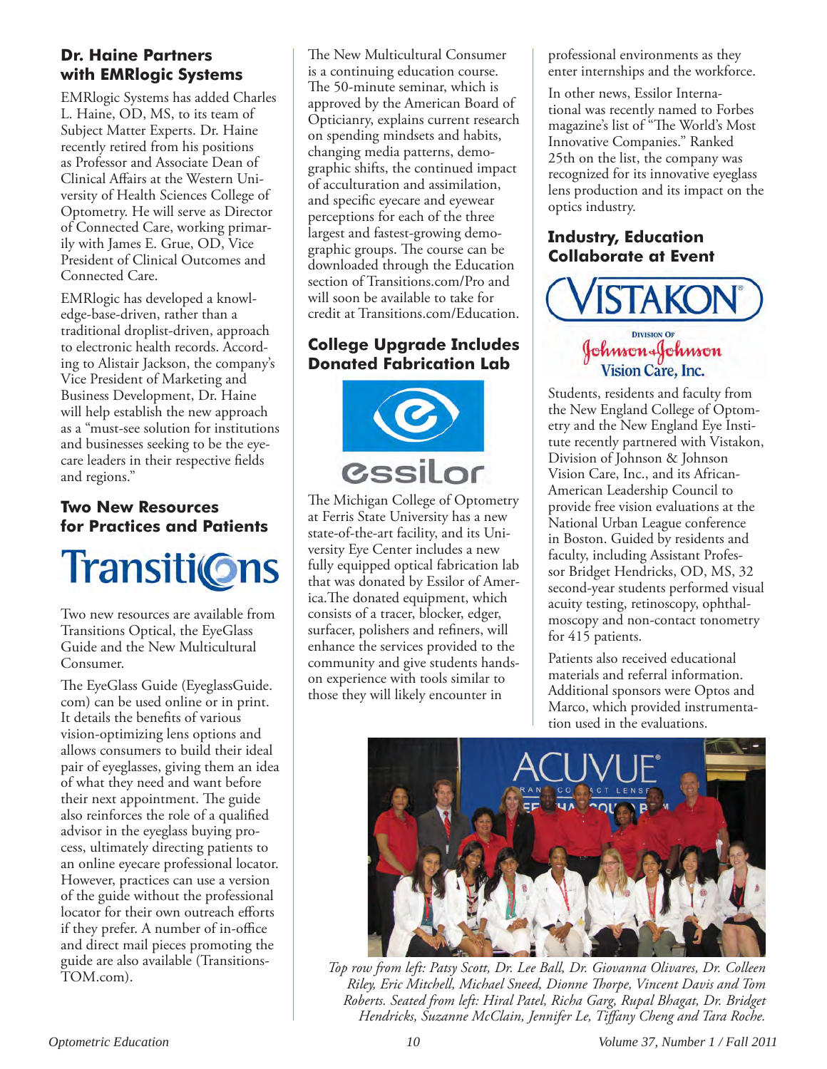## Dr. Haine Partners with EMRlogic Systems

EMRlogic Systems has added Charles L. Haine, OD, MS, to its team of Subject Matter Experts. Dr. Haine recently retired from his positions as Professor and Associate Dean of Clinical Affairs at the Western University of Health Sciences College of Optometry. He will serve as Director of Connected Care, working primarily with James E. Grue, OD, Vice President of Clinical Outcomes and Connected Care.

EMRlogic has developed a knowledge-base-driven, rather than a traditional droplist-driven, approach to electronic health records. According to Alistair Jackson, the company's Vice President of Marketing and Business Development, Dr. Haine will help establish the new approach as a "must-see solution for institutions and businesses seeking to be the eyecare leaders in their respective fields and regions."

## Two New Resources for Practices and Patients

Transitions

Two new resources are available from Transitions Optical, the EyeGlass Guide and the New Multicultural Consumer.

The EyeGlass Guide (EyeglassGuide.com) can be used online or in print. It details the benefits of various vision-optimizing lens options and allows consumers to build their ideal pair of eyeglasses, giving them an idea of what they need and want before their next appointment. The guide also reinforces the role of a qualified advisor in the eyeglass buying process, ultimately directing patients to an online eyecare professional locator. However, practices can use a version of the guide without the professional locator for their own outreach efforts if they prefer. A number of in-office and direct mail pieces promoting the guide are also available (TransitionsTOM.com).

The New Multicultural Consumer is a continuing education course. The 50-minute seminar, which is approved by the American Board of Opticianry, explains current research on spending mindsets and habits, changing media patterns, demographic shifts, the continued impact of acculturation and assimilation, and specific eyecare and eyewear perceptions for each of the three largest and fastest-growing demographic groups. The course can be downloaded through the Education section of Transitions.com/Pro and will soon be available to take for credit at Transitions.com/Education.

## College Upgrade Includes Donated Fabrication Lab

essilor

The Michigan College of Optometry at Ferris State University has a new state-of-the-art facility, and its University Eye Center includes a new fully equipped optical fabrication lab that was donated by Essilor of America.The donated equipment, which consists of a tracer, blocker, edger, surfacer, polishers and refiners, will enhance the services provided to the community and give students hands-on experience with tools similar to those they will likely encounter in professional environments as they enter internships and the workforce.

In other news, Essilor International was recently named to Forbes magazine's list of "The World's Most Innovative Companies." Ranked 25th on the list, the company was recognized for its innovative eyeglass lens production and its impact on the optics industry.

## Industry, Education Collaborate at Event

VISTAKON® Division of Johnson & Johnson Vision Care, Inc.

Students, residents and faculty from the New England College of Optometry and the New England Eye Institute recently partnered with Vistakon, Division of Johnson & Johnson Vision Care, Inc., and its African-American Leadership Council to provide free vision evaluations at the National Urban League conference in Boston. Guided by residents and faculty, including Assistant Professor Bridget Hendricks, OD, MS, 32 second-year students performed visual acuity testing, retinoscopy, ophthalmoscopy and non-contact tonometry for 415 patients.

Patients also received educational materials and referral information. Additional sponsors were Optos and Marco, which provided instrumentation used in the evaluations.

*Top row from left: Patsy Scott, Dr. Lee Ball, Dr. Giovanna Olivares, Dr. Colleen Riley, Eric Mitchell, Michael Sneed, Dionne Thorpe, Vincent Davis and Tom Roberts. Seated from left: Hiral Patel, Richa Garg, Rupal Bhagat, Dr. Bridget Hendricks, Suzanne McClain, Jennifer Le, Tiffany Cheng and Tara Roche.*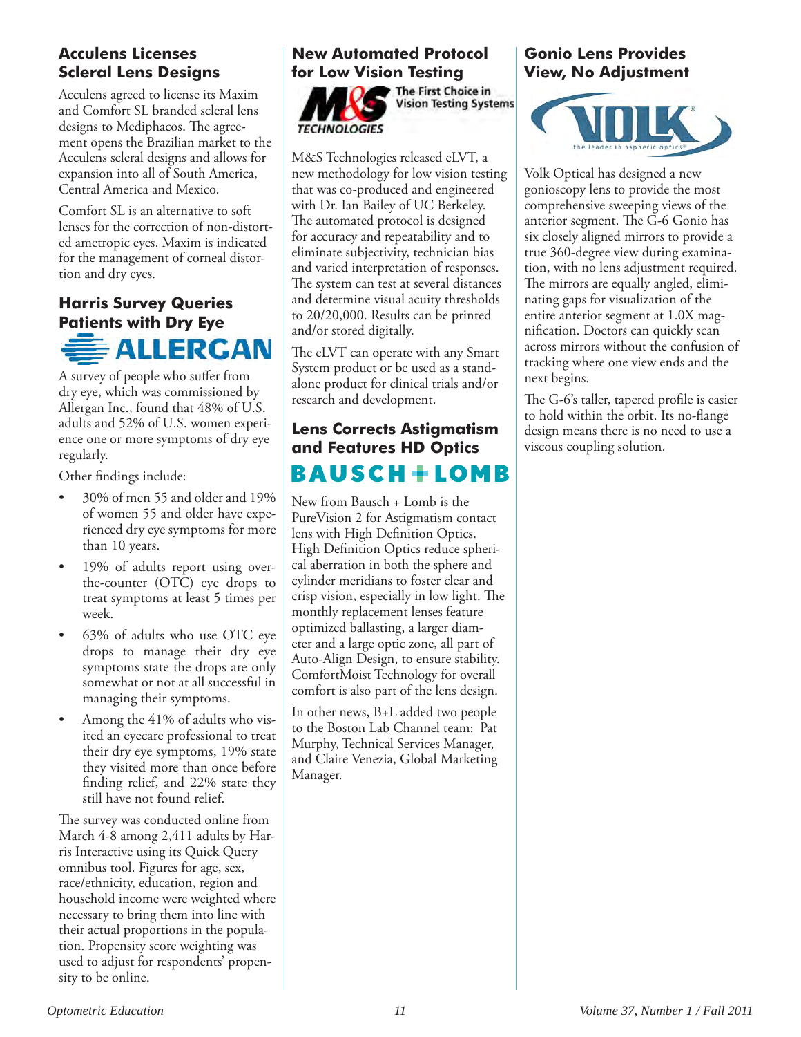## Acculens Licenses Scleral Lens Designs

Acculens agreed to license its Maxim and Comfort SL branded scleral lens designs to Mediphacos. The agreement opens the Brazilian market to the Acculens scleral designs and allows for expansion into all of South America, Central America and Mexico.

Comfort SL is an alternative to soft lenses for the correction of non-distorted ametropic eyes. Maxim is indicated for the management of corneal distortion and dry eyes.

## Harris Survey Queries Patients with Dry Eye

ALLERGAN

A survey of people who suffer from dry eye, which was commissioned by Allergan Inc., found that 48% of U.S. adults and 52% of U.S. women experience one or more symptoms of dry eye regularly.

Other findings include:

- 30% of men 55 and older and 19% of women 55 and older have experienced dry eye symptoms for more than 10 years.
- 19% of adults report using over-the-counter (OTC) eye drops to treat symptoms at least 5 times per week.
- 63% of adults who use OTC eye drops to manage their dry eye symptoms state the drops are only somewhat or not at all successful in managing their symptoms.
- Among the 41% of adults who visited an eyecare professional to treat their dry eye symptoms, 19% state they visited more than once before finding relief, and 22% state they still have not found relief.

The survey was conducted online from March 4-8 among 2,411 adults by Harris Interactive using its Quick Query omnibus tool. Figures for age, sex, race/ethnicity, education, region and household income were weighted where necessary to bring them into line with their actual proportions in the population. Propensity score weighting was used to adjust for respondents' propensity to be online.

## New Automated Protocol for Low Vision Testing

M&S TECHNOLOGIES The First Choice in Vision Testing Systems

M&S Technologies released eLVT, a new methodology for low vision testing that was co-produced and engineered with Dr. Ian Bailey of UC Berkeley. The automated protocol is designed for accuracy and repeatability and to eliminate subjectivity, technician bias and varied interpretation of responses. The system can test at several distances and determine visual acuity thresholds to 20/20,000. Results can be printed and/or stored digitally.

The eLVT can operate with any Smart System product or be used as a stand-alone product for clinical trials and/or research and development.

## Lens Corrects Astigmatism and Features HD Optics

BAUSCH + LOMB

New from Bausch + Lomb is the PureVision 2 for Astigmatism contact lens with High Definition Optics. High Definition Optics reduce spherical aberration in both the sphere and cylinder meridians to foster clear and crisp vision, especially in low light. The monthly replacement lenses feature optimized ballasting, a larger diameter and a large optic zone, all part of Auto-Align Design, to ensure stability. ComfortMoist Technology for overall comfort is also part of the lens design.

In other news, B+L added two people to the Boston Lab Channel team: Pat Murphy, Technical Services Manager, and Claire Venezia, Global Marketing Manager.

## Gonio Lens Provides View, No Adjustment

VOLK® the leader in aspheric optics®

Volk Optical has designed a new gonioscopy lens to provide the most comprehensive sweeping views of the anterior segment. The G-6 Gonio has six closely aligned mirrors to provide a true 360-degree view during examination, with no lens adjustment required. The mirrors are equally angled, eliminating gaps for visualization of the entire anterior segment at 1.0X magnification. Doctors can quickly scan across mirrors without the confusion of tracking where one view ends and the next begins.

The G-6's taller, tapered profile is easier to hold within the orbit. Its no-flange design means there is no need to use a viscous coupling solution.